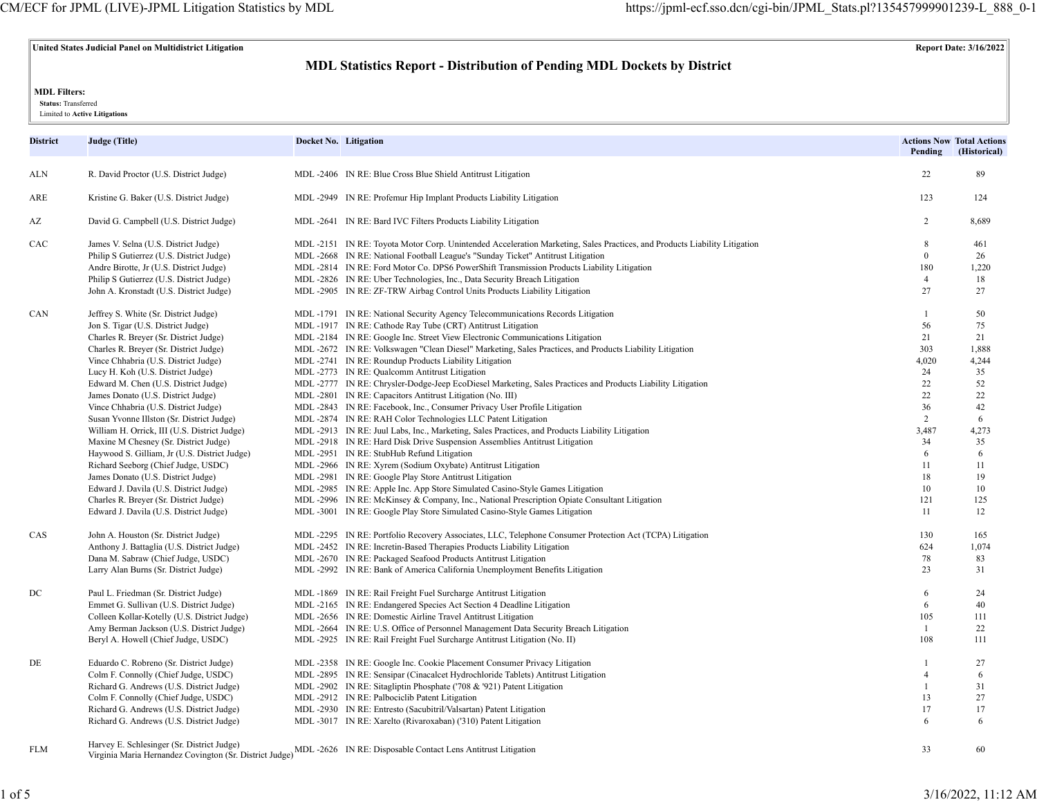**United States Judicial Panel on Multidistrict Litigation** — **Report Date: 3/16/2022**

## MDL Statistics Report - Distribution of Pending MDL Dockets by District

**MDL Filters:**
**Status:** Transferred
Limited to **Active Litigations**

| District | Judge (Title) | Docket No. | Litigation | Actions Now Pending | Total Actions (Historical) |
|---|---|---|---|---|---|
| ALN | R. David Proctor (U.S. District Judge) | MDL -2406 | IN RE: Blue Cross Blue Shield Antitrust Litigation | 22 | 89 |
| ARE | Kristine G. Baker (U.S. District Judge) | MDL -2949 | IN RE: Profemur Hip Implant Products Liability Litigation | 123 | 124 |
| AZ | David G. Campbell (U.S. District Judge) | MDL -2641 | IN RE: Bard IVC Filters Products Liability Litigation | 2 | 8,689 |
| CAC | James V. Selna (U.S. District Judge) | MDL -2151 | IN RE: Toyota Motor Corp. Unintended Acceleration Marketing, Sales Practices, and Products Liability Litigation | 8 | 461 |
| | Philip S Gutierrez (U.S. District Judge) | MDL -2668 | IN RE: National Football League's "Sunday Ticket" Antitrust Litigation | 0 | 26 |
| | Andre Birotte, Jr (U.S. District Judge) | MDL -2814 | IN RE: Ford Motor Co. DPS6 PowerShift Transmission Products Liability Litigation | 180 | 1,220 |
| | Philip S Gutierrez (U.S. District Judge) | MDL -2826 | IN RE: Uber Technologies, Inc., Data Security Breach Litigation | 4 | 18 |
| | John A. Kronstadt (U.S. District Judge) | MDL -2905 | IN RE: ZF-TRW Airbag Control Units Products Liability Litigation | 27 | 27 |
| CAN | Jeffrey S. White (Sr. District Judge) | MDL -1791 | IN RE: National Security Agency Telecommunications Records Litigation | 1 | 50 |
| | Jon S. Tigar (U.S. District Judge) | MDL -1917 | IN RE: Cathode Ray Tube (CRT) Antitrust Litigation | 56 | 75 |
| | Charles R. Breyer (Sr. District Judge) | MDL -2184 | IN RE: Google Inc. Street View Electronic Communications Litigation | 21 | 21 |
| | Charles R. Breyer (Sr. District Judge) | MDL -2672 | IN RE: Volkswagen "Clean Diesel" Marketing, Sales Practices, and Products Liability Litigation | 303 | 1,888 |
| | Vince Chhabria (U.S. District Judge) | MDL -2741 | IN RE: Roundup Products Liability Litigation | 4,020 | 4,244 |
| | Lucy H. Koh (U.S. District Judge) | MDL -2773 | IN RE: Qualcomm Antitrust Litigation | 24 | 35 |
| | Edward M. Chen (U.S. District Judge) | MDL -2777 | IN RE: Chrysler-Dodge-Jeep EcoDiesel Marketing, Sales Practices and Products Liability Litigation | 22 | 52 |
| | James Donato (U.S. District Judge) | MDL -2801 | IN RE: Capacitors Antitrust Litigation (No. III) | 22 | 22 |
| | Vince Chhabria (U.S. District Judge) | MDL -2843 | IN RE: Facebook, Inc., Consumer Privacy User Profile Litigation | 36 | 42 |
| | Susan Yvonne Illston (Sr. District Judge) | MDL -2874 | IN RE: RAH Color Technologies LLC Patent Litigation | 2 | 6 |
| | William H. Orrick, III (U.S. District Judge) | MDL -2913 | IN RE: Juul Labs, Inc., Marketing, Sales Practices, and Products Liability Litigation | 3,487 | 4,273 |
| | Maxine M Chesney (Sr. District Judge) | MDL -2918 | IN RE: Hard Disk Drive Suspension Assemblies Antitrust Litigation | 34 | 35 |
| | Haywood S. Gilliam, Jr (U.S. District Judge) | MDL -2951 | IN RE: StubHub Refund Litigation | 6 | 6 |
| | Richard Seeborg (Chief Judge, USDC) | MDL -2966 | IN RE: Xyrem (Sodium Oxybate) Antitrust Litigation | 11 | 11 |
| | James Donato (U.S. District Judge) | MDL -2981 | IN RE: Google Play Store Antitrust Litigation | 18 | 19 |
| | Edward J. Davila (U.S. District Judge) | MDL -2985 | IN RE: Apple Inc. App Store Simulated Casino-Style Games Litigation | 10 | 10 |
| | Charles R. Breyer (Sr. District Judge) | MDL -2996 | IN RE: McKinsey & Company, Inc., National Prescription Opiate Consultant Litigation | 121 | 125 |
| | Edward J. Davila (U.S. District Judge) | MDL -3001 | IN RE: Google Play Store Simulated Casino-Style Games Litigation | 11 | 12 |
| CAS | John A. Houston (Sr. District Judge) | MDL -2295 | IN RE: Portfolio Recovery Associates, LLC, Telephone Consumer Protection Act (TCPA) Litigation | 130 | 165 |
| | Anthony J. Battaglia (U.S. District Judge) | MDL -2452 | IN RE: Incretin-Based Therapies Products Liability Litigation | 624 | 1,074 |
| | Dana M. Sabraw (Chief Judge, USDC) | MDL -2670 | IN RE: Packaged Seafood Products Antitrust Litigation | 78 | 83 |
| | Larry Alan Burns (Sr. District Judge) | MDL -2992 | IN RE: Bank of America California Unemployment Benefits Litigation | 23 | 31 |
| DC | Paul L. Friedman (Sr. District Judge) | MDL -1869 | IN RE: Rail Freight Fuel Surcharge Antitrust Litigation | 6 | 24 |
| | Emmet G. Sullivan (U.S. District Judge) | MDL -2165 | IN RE: Endangered Species Act Section 4 Deadline Litigation | 6 | 40 |
| | Colleen Kollar-Kotelly (U.S. District Judge) | MDL -2656 | IN RE: Domestic Airline Travel Antitrust Litigation | 105 | 111 |
| | Amy Berman Jackson (U.S. District Judge) | MDL -2664 | IN RE: U.S. Office of Personnel Management Data Security Breach Litigation | 1 | 22 |
| | Beryl A. Howell (Chief Judge, USDC) | MDL -2925 | IN RE: Rail Freight Fuel Surcharge Antitrust Litigation (No. II) | 108 | 111 |
| DE | Eduardo C. Robreno (Sr. District Judge) | MDL -2358 | IN RE: Google Inc. Cookie Placement Consumer Privacy Litigation | 1 | 27 |
| | Colm F. Connolly (Chief Judge, USDC) | MDL -2895 | IN RE: Sensipar (Cinacalcet Hydrochloride Tablets) Antitrust Litigation | 4 | 6 |
| | Richard G. Andrews (U.S. District Judge) | MDL -2902 | IN RE: Sitagliptin Phosphate ('708 & '921) Patent Litigation | 1 | 31 |
| | Colm F. Connolly (Chief Judge, USDC) | MDL -2912 | IN RE: Palbociclib Patent Litigation | 13 | 27 |
| | Richard G. Andrews (U.S. District Judge) | MDL -2930 | IN RE: Entresto (Sacubitril/Valsartan) Patent Litigation | 17 | 17 |
| | Richard G. Andrews (U.S. District Judge) | MDL -3017 | IN RE: Xarelto (Rivaroxaban) ('310) Patent Litigation | 6 | 6 |
| FLM | Harvey E. Schlesinger (Sr. District Judge) Virginia Maria Hernandez Covington (Sr. District Judge) | MDL -2626 | IN RE: Disposable Contact Lens Antitrust Litigation | 33 | 60 |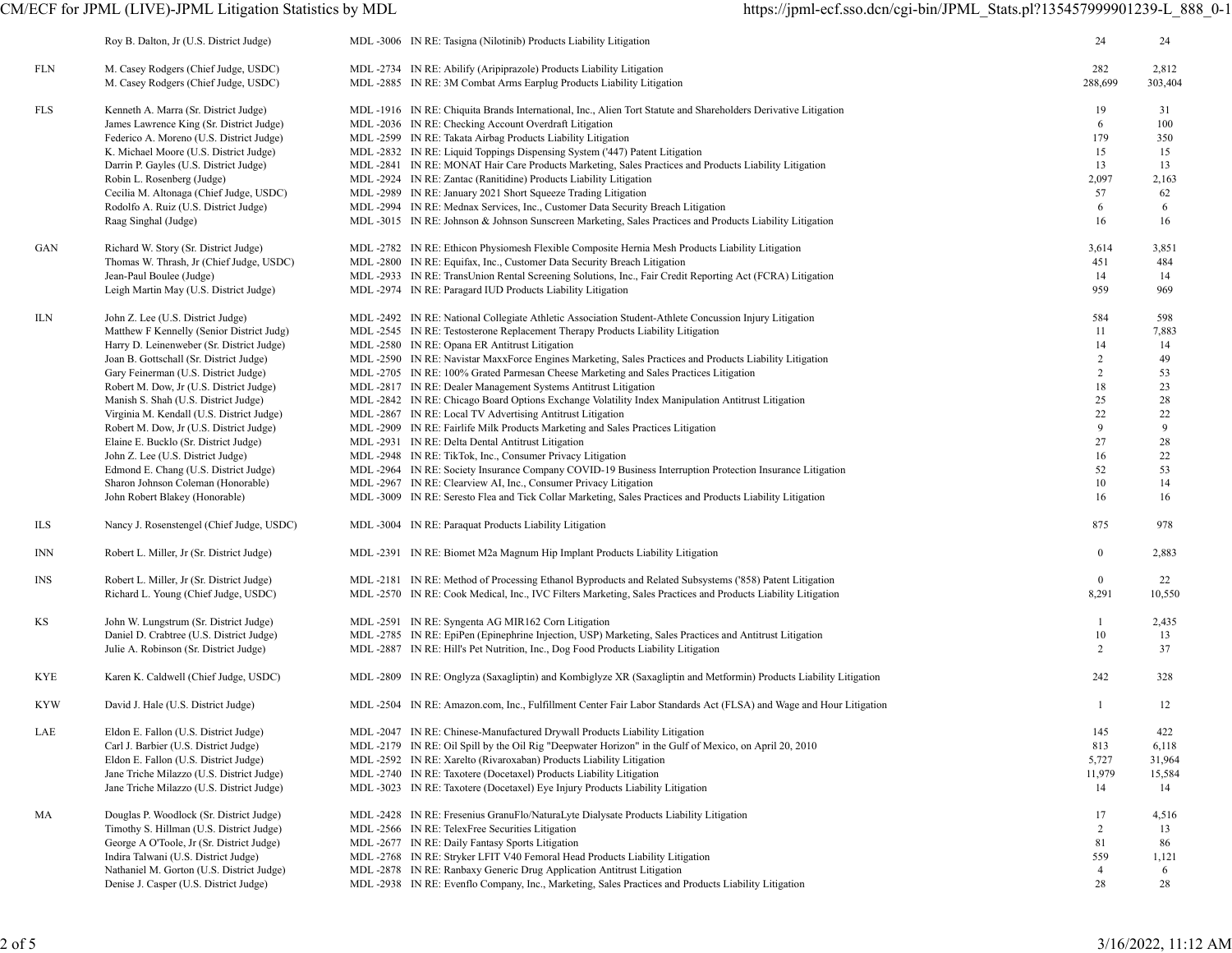| District | Judge | MDL | Litigation | Pending | Total |
|---|---|---|---|---|---|
| | Roy B. Dalton, Jr (U.S. District Judge) | MDL -3006 | IN RE: Tasigna (Nilotinib) Products Liability Litigation | 24 | 24 |
| FLN | M. Casey Rodgers (Chief Judge, USDC) | MDL -2734 | IN RE: Abilify (Aripiprazole) Products Liability Litigation | 282 | 2,812 |
| | M. Casey Rodgers (Chief Judge, USDC) | MDL -2885 | IN RE: 3M Combat Arms Earplug Products Liability Litigation | 288,699 | 303,404 |
| FLS | Kenneth A. Marra (Sr. District Judge) | MDL -1916 | IN RE: Chiquita Brands International, Inc., Alien Tort Statute and Shareholders Derivative Litigation | 19 | 31 |
| | James Lawrence King (Sr. District Judge) | MDL -2036 | IN RE: Checking Account Overdraft Litigation | 6 | 100 |
| | Federico A. Moreno (U.S. District Judge) | MDL -2599 | IN RE: Takata Airbag Products Liability Litigation | 179 | 350 |
| | K. Michael Moore (U.S. District Judge) | MDL -2832 | IN RE: Liquid Toppings Dispensing System ('447) Patent Litigation | 15 | 15 |
| | Darrin P. Gayles (U.S. District Judge) | MDL -2841 | IN RE: MONAT Hair Care Products Marketing, Sales Practices and Products Liability Litigation | 13 | 13 |
| | Robin L. Rosenberg (Judge) | MDL -2924 | IN RE: Zantac (Ranitidine) Products Liability Litigation | 2,097 | 2,163 |
| | Cecilia M. Altonaga (Chief Judge, USDC) | MDL -2989 | IN RE: January 2021 Short Squeeze Trading Litigation | 57 | 62 |
| | Rodolfo A. Ruiz (U.S. District Judge) | MDL -2994 | IN RE: Mednax Services, Inc., Customer Data Security Breach Litigation | 6 | 6 |
| | Raag Singhal (Judge) | MDL -3015 | IN RE: Johnson & Johnson Sunscreen Marketing, Sales Practices and Products Liability Litigation | 16 | 16 |
| GAN | Richard W. Story (Sr. District Judge) | MDL -2782 | IN RE: Ethicon Physiomesh Flexible Composite Hernia Mesh Products Liability Litigation | 3,614 | 3,851 |
| | Thomas W. Thrash, Jr (Chief Judge, USDC) | MDL -2800 | IN RE: Equifax, Inc., Customer Data Security Breach Litigation | 451 | 484 |
| | Jean-Paul Boulee (Judge) | MDL -2933 | IN RE: TransUnion Rental Screening Solutions, Inc., Fair Credit Reporting Act (FCRA) Litigation | 14 | 14 |
| | Leigh Martin May (U.S. District Judge) | MDL -2974 | IN RE: Paragard IUD Products Liability Litigation | 959 | 969 |
| ILN | John Z. Lee (U.S. District Judge) | MDL -2492 | IN RE: National Collegiate Athletic Association Student-Athlete Concussion Injury Litigation | 584 | 598 |
| | Matthew F Kennelly (Senior District Judg) | MDL -2545 | IN RE: Testosterone Replacement Therapy Products Liability Litigation | 11 | 7,883 |
| | Harry D. Leinenweber (Sr. District Judge) | MDL -2580 | IN RE: Opana ER Antitrust Litigation | 14 | 14 |
| | Joan B. Gottschall (Sr. District Judge) | MDL -2590 | IN RE: Navistar MaxxForce Engines Marketing, Sales Practices and Products Liability Litigation | 2 | 49 |
| | Gary Feinerman (U.S. District Judge) | MDL -2705 | IN RE: 100% Grated Parmesan Cheese Marketing and Sales Practices Litigation | 2 | 53 |
| | Robert M. Dow, Jr (U.S. District Judge) | MDL -2817 | IN RE: Dealer Management Systems Antitrust Litigation | 18 | 23 |
| | Manish S. Shah (U.S. District Judge) | MDL -2842 | IN RE: Chicago Board Options Exchange Volatility Index Manipulation Antitrust Litigation | 25 | 28 |
| | Virginia M. Kendall (U.S. District Judge) | MDL -2867 | IN RE: Local TV Advertising Antitrust Litigation | 22 | 22 |
| | Robert M. Dow, Jr (U.S. District Judge) | MDL -2909 | IN RE: Fairlife Milk Products Marketing and Sales Practices Litigation | 9 | 9 |
| | Elaine E. Bucklo (Sr. District Judge) | MDL -2931 | IN RE: Delta Dental Antitrust Litigation | 27 | 28 |
| | John Z. Lee (U.S. District Judge) | MDL -2948 | IN RE: TikTok, Inc., Consumer Privacy Litigation | 16 | 22 |
| | Edmond E. Chang (U.S. District Judge) | MDL -2964 | IN RE: Society Insurance Company COVID-19 Business Interruption Protection Insurance Litigation | 52 | 53 |
| | Sharon Johnson Coleman (Honorable) | MDL -2967 | IN RE: Clearview AI, Inc., Consumer Privacy Litigation | 10 | 14 |
| | John Robert Blakey (Honorable) | MDL -3009 | IN RE: Seresto Flea and Tick Collar Marketing, Sales Practices and Products Liability Litigation | 16 | 16 |
| ILS | Nancy J. Rosenstengel (Chief Judge, USDC) | MDL -3004 | IN RE: Paraquat Products Liability Litigation | 875 | 978 |
| INN | Robert L. Miller, Jr (Sr. District Judge) | MDL -2391 | IN RE: Biomet M2a Magnum Hip Implant Products Liability Litigation | 0 | 2,883 |
| INS | Robert L. Miller, Jr (Sr. District Judge) | MDL -2181 | IN RE: Method of Processing Ethanol Byproducts and Related Subsystems ('858) Patent Litigation | 0 | 22 |
| | Richard L. Young (Chief Judge, USDC) | MDL -2570 | IN RE: Cook Medical, Inc., IVC Filters Marketing, Sales Practices and Products Liability Litigation | 8,291 | 10,550 |
| KS | John W. Lungstrum (Sr. District Judge) | MDL -2591 | IN RE: Syngenta AG MIR162 Corn Litigation | 1 | 2,435 |
| | Daniel D. Crabtree (U.S. District Judge) | MDL -2785 | IN RE: EpiPen (Epinephrine Injection, USP) Marketing, Sales Practices and Antitrust Litigation | 10 | 13 |
| | Julie A. Robinson (Sr. District Judge) | MDL -2887 | IN RE: Hill's Pet Nutrition, Inc., Dog Food Products Liability Litigation | 2 | 37 |
| KYE | Karen K. Caldwell (Chief Judge, USDC) | MDL -2809 | IN RE: Onglyza (Saxagliptin) and Kombiglyze XR (Saxagliptin and Metformin) Products Liability Litigation | 242 | 328 |
| KYW | David J. Hale (U.S. District Judge) | MDL -2504 | IN RE: Amazon.com, Inc., Fulfillment Center Fair Labor Standards Act (FLSA) and Wage and Hour Litigation | 1 | 12 |
| LAE | Eldon E. Fallon (U.S. District Judge) | MDL -2047 | IN RE: Chinese-Manufactured Drywall Products Liability Litigation | 145 | 422 |
| | Carl J. Barbier (U.S. District Judge) | MDL -2179 | IN RE: Oil Spill by the Oil Rig "Deepwater Horizon" in the Gulf of Mexico, on April 20, 2010 | 813 | 6,118 |
| | Eldon E. Fallon (U.S. District Judge) | MDL -2592 | IN RE: Xarelto (Rivaroxaban) Products Liability Litigation | 5,727 | 31,964 |
| | Jane Triche Milazzo (U.S. District Judge) | MDL -2740 | IN RE: Taxotere (Docetaxel) Products Liability Litigation | 11,979 | 15,584 |
| | Jane Triche Milazzo (U.S. District Judge) | MDL -3023 | IN RE: Taxotere (Docetaxel) Eye Injury Products Liability Litigation | 14 | 14 |
| MA | Douglas P. Woodlock (Sr. District Judge) | MDL -2428 | IN RE: Fresenius GranuFlo/NaturaLyte Dialysate Products Liability Litigation | 17 | 4,516 |
| | Timothy S. Hillman (U.S. District Judge) | MDL -2566 | IN RE: TelexFree Securities Litigation | 2 | 13 |
| | George A O'Toole, Jr (Sr. District Judge) | MDL -2677 | IN RE: Daily Fantasy Sports Litigation | 81 | 86 |
| | Indira Talwani (U.S. District Judge) | MDL -2768 | IN RE: Stryker LFIT V40 Femoral Head Products Liability Litigation | 559 | 1,121 |
| | Nathaniel M. Gorton (U.S. District Judge) | MDL -2878 | IN RE: Ranbaxy Generic Drug Application Antitrust Litigation | 4 | 6 |
| | Denise J. Casper (U.S. District Judge) | MDL -2938 | IN RE: Evenflo Company, Inc., Marketing, Sales Practices and Products Liability Litigation | 28 | 28 |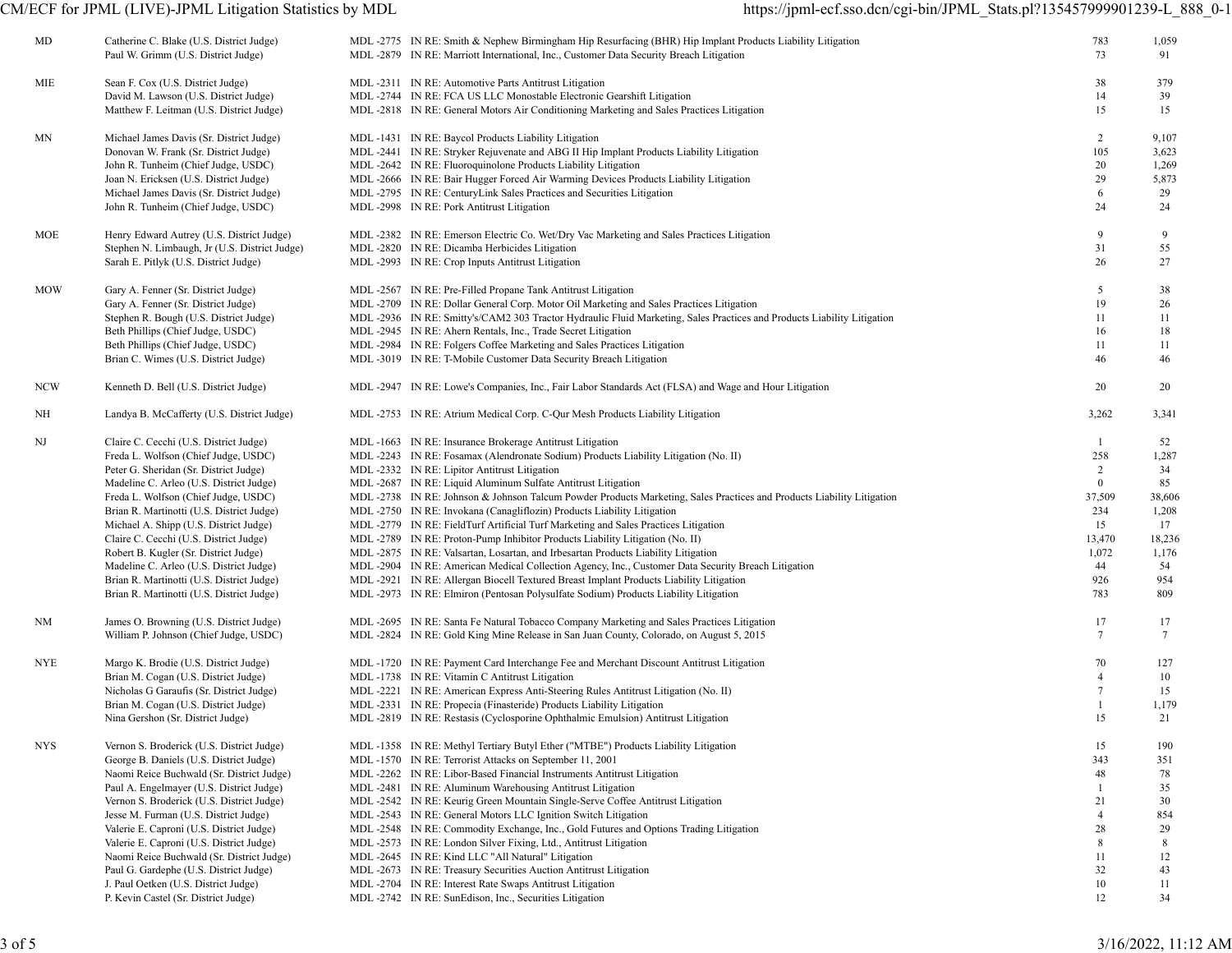| District | Judge | MDL | Litigation | Pending | Total |
|---|---|---|---|---|---|
| MD | Catherine C. Blake (U.S. District Judge) | MDL -2775 | IN RE: Smith & Nephew Birmingham Hip Resurfacing (BHR) Hip Implant Products Liability Litigation | 783 | 1,059 |
| | Paul W. Grimm (U.S. District Judge) | MDL -2879 | IN RE: Marriott International, Inc., Customer Data Security Breach Litigation | 73 | 91 |
| MIE | Sean F. Cox (U.S. District Judge) | MDL -2311 | IN RE: Automotive Parts Antitrust Litigation | 38 | 379 |
| | David M. Lawson (U.S. District Judge) | MDL -2744 | IN RE: FCA US LLC Monostable Electronic Gearshift Litigation | 14 | 39 |
| | Matthew F. Leitman (U.S. District Judge) | MDL -2818 | IN RE: General Motors Air Conditioning Marketing and Sales Practices Litigation | 15 | 15 |
| MN | Michael James Davis (Sr. District Judge) | MDL -1431 | IN RE: Baycol Products Liability Litigation | 2 | 9,107 |
| | Donovan W. Frank (Sr. District Judge) | MDL -2441 | IN RE: Stryker Rejuvenate and ABG II Hip Implant Products Liability Litigation | 105 | 3,623 |
| | John R. Tunheim (Chief Judge, USDC) | MDL -2642 | IN RE: Fluoroquinolone Products Liability Litigation | 20 | 1,269 |
| | Joan N. Ericksen (U.S. District Judge) | MDL -2666 | IN RE: Bair Hugger Forced Air Warming Devices Products Liability Litigation | 29 | 5,873 |
| | Michael James Davis (Sr. District Judge) | MDL -2795 | IN RE: CenturyLink Sales Practices and Securities Litigation | 6 | 29 |
| | John R. Tunheim (Chief Judge, USDC) | MDL -2998 | IN RE: Pork Antitrust Litigation | 24 | 24 |
| MOE | Henry Edward Autrey (U.S. District Judge) | MDL -2382 | IN RE: Emerson Electric Co. Wet/Dry Vac Marketing and Sales Practices Litigation | 9 | 9 |
| | Stephen N. Limbaugh, Jr (U.S. District Judge) | MDL -2820 | IN RE: Dicamba Herbicides Litigation | 31 | 55 |
| | Sarah E. Pitlyk (U.S. District Judge) | MDL -2993 | IN RE: Crop Inputs Antitrust Litigation | 26 | 27 |
| MOW | Gary A. Fenner (Sr. District Judge) | MDL -2567 | IN RE: Pre-Filled Propane Tank Antitrust Litigation | 5 | 38 |
| | Gary A. Fenner (Sr. District Judge) | MDL -2709 | IN RE: Dollar General Corp. Motor Oil Marketing and Sales Practices Litigation | 19 | 26 |
| | Stephen R. Bough (U.S. District Judge) | MDL -2936 | IN RE: Smitty's/CAM2 303 Tractor Hydraulic Fluid Marketing, Sales Practices and Products Liability Litigation | 11 | 11 |
| | Beth Phillips (Chief Judge, USDC) | MDL -2945 | IN RE: Ahern Rentals, Inc., Trade Secret Litigation | 16 | 18 |
| | Beth Phillips (Chief Judge, USDC) | MDL -2984 | IN RE: Folgers Coffee Marketing and Sales Practices Litigation | 11 | 11 |
| | Brian C. Wimes (U.S. District Judge) | MDL -3019 | IN RE: T-Mobile Customer Data Security Breach Litigation | 46 | 46 |
| NCW | Kenneth D. Bell (U.S. District Judge) | MDL -2947 | IN RE: Lowe's Companies, Inc., Fair Labor Standards Act (FLSA) and Wage and Hour Litigation | 20 | 20 |
| NH | Landya B. McCafferty (U.S. District Judge) | MDL -2753 | IN RE: Atrium Medical Corp. C-Qur Mesh Products Liability Litigation | 3,262 | 3,341 |
| NJ | Claire C. Cecchi (U.S. District Judge) | MDL -1663 | IN RE: Insurance Brokerage Antitrust Litigation | 1 | 52 |
| | Freda L. Wolfson (Chief Judge, USDC) | MDL -2243 | IN RE: Fosamax (Alendronate Sodium) Products Liability Litigation (No. II) | 258 | 1,287 |
| | Peter G. Sheridan (Sr. District Judge) | MDL -2332 | IN RE: Lipitor Antitrust Litigation | 2 | 34 |
| | Madeline C. Arleo (U.S. District Judge) | MDL -2687 | IN RE: Liquid Aluminum Sulfate Antitrust Litigation | 0 | 85 |
| | Freda L. Wolfson (Chief Judge, USDC) | MDL -2738 | IN RE: Johnson & Johnson Talcum Powder Products Marketing, Sales Practices and Products Liability Litigation | 37,509 | 38,606 |
| | Brian R. Martinotti (U.S. District Judge) | MDL -2750 | IN RE: Invokana (Canagliflozin) Products Liability Litigation | 234 | 1,208 |
| | Michael A. Shipp (U.S. District Judge) | MDL -2779 | IN RE: FieldTurf Artificial Turf Marketing and Sales Practices Litigation | 15 | 17 |
| | Claire C. Cecchi (U.S. District Judge) | MDL -2789 | IN RE: Proton-Pump Inhibitor Products Liability Litigation (No. II) | 13,470 | 18,236 |
| | Robert B. Kugler (Sr. District Judge) | MDL -2875 | IN RE: Valsartan, Losartan, and Irbesartan Products Liability Litigation | 1,072 | 1,176 |
| | Madeline C. Arleo (U.S. District Judge) | MDL -2904 | IN RE: American Medical Collection Agency, Inc., Customer Data Security Breach Litigation | 44 | 54 |
| | Brian R. Martinotti (U.S. District Judge) | MDL -2921 | IN RE: Allergan Biocell Textured Breast Implant Products Liability Litigation | 926 | 954 |
| | Brian R. Martinotti (U.S. District Judge) | MDL -2973 | IN RE: Elmiron (Pentosan Polysulfate Sodium) Products Liability Litigation | 783 | 809 |
| NM | James O. Browning (U.S. District Judge) | MDL -2695 | IN RE: Santa Fe Natural Tobacco Company Marketing and Sales Practices Litigation | 17 | 17 |
| | William P. Johnson (Chief Judge, USDC) | MDL -2824 | IN RE: Gold King Mine Release in San Juan County, Colorado, on August 5, 2015 | 7 | 7 |
| NYE | Margo K. Brodie (U.S. District Judge) | MDL -1720 | IN RE: Payment Card Interchange Fee and Merchant Discount Antitrust Litigation | 70 | 127 |
| | Brian M. Cogan (U.S. District Judge) | MDL -1738 | IN RE: Vitamin C Antitrust Litigation | 4 | 10 |
| | Nicholas G Garaufis (Sr. District Judge) | MDL -2221 | IN RE: American Express Anti-Steering Rules Antitrust Litigation (No. II) | 7 | 15 |
| | Brian M. Cogan (U.S. District Judge) | MDL -2331 | IN RE: Propecia (Finasteride) Products Liability Litigation | 1 | 1,179 |
| | Nina Gershon (Sr. District Judge) | MDL -2819 | IN RE: Restasis (Cyclosporine Ophthalmic Emulsion) Antitrust Litigation | 15 | 21 |
| NYS | Vernon S. Broderick (U.S. District Judge) | MDL -1358 | IN RE: Methyl Tertiary Butyl Ether ("MTBE") Products Liability Litigation | 15 | 190 |
| | George B. Daniels (U.S. District Judge) | MDL -1570 | IN RE: Terrorist Attacks on September 11, 2001 | 343 | 351 |
| | Naomi Reice Buchwald (Sr. District Judge) | MDL -2262 | IN RE: Libor-Based Financial Instruments Antitrust Litigation | 48 | 78 |
| | Paul A. Engelmayer (U.S. District Judge) | MDL -2481 | IN RE: Aluminum Warehousing Antitrust Litigation | 1 | 35 |
| | Vernon S. Broderick (U.S. District Judge) | MDL -2542 | IN RE: Keurig Green Mountain Single-Serve Coffee Antitrust Litigation | 21 | 30 |
| | Jesse M. Furman (U.S. District Judge) | MDL -2543 | IN RE: General Motors LLC Ignition Switch Litigation | 4 | 854 |
| | Valerie E. Caproni (U.S. District Judge) | MDL -2548 | IN RE: Commodity Exchange, Inc., Gold Futures and Options Trading Litigation | 28 | 29 |
| | Valerie E. Caproni (U.S. District Judge) | MDL -2573 | IN RE: London Silver Fixing, Ltd., Antitrust Litigation | 8 | 8 |
| | Naomi Reice Buchwald (Sr. District Judge) | MDL -2645 | IN RE: Kind LLC "All Natural" Litigation | 11 | 12 |
| | Paul G. Gardephe (U.S. District Judge) | MDL -2673 | IN RE: Treasury Securities Auction Antitrust Litigation | 32 | 43 |
| | J. Paul Oetken (U.S. District Judge) | MDL -2704 | IN RE: Interest Rate Swaps Antitrust Litigation | 10 | 11 |
| | P. Kevin Castel (Sr. District Judge) | MDL -2742 | IN RE: SunEdison, Inc., Securities Litigation | 12 | 34 |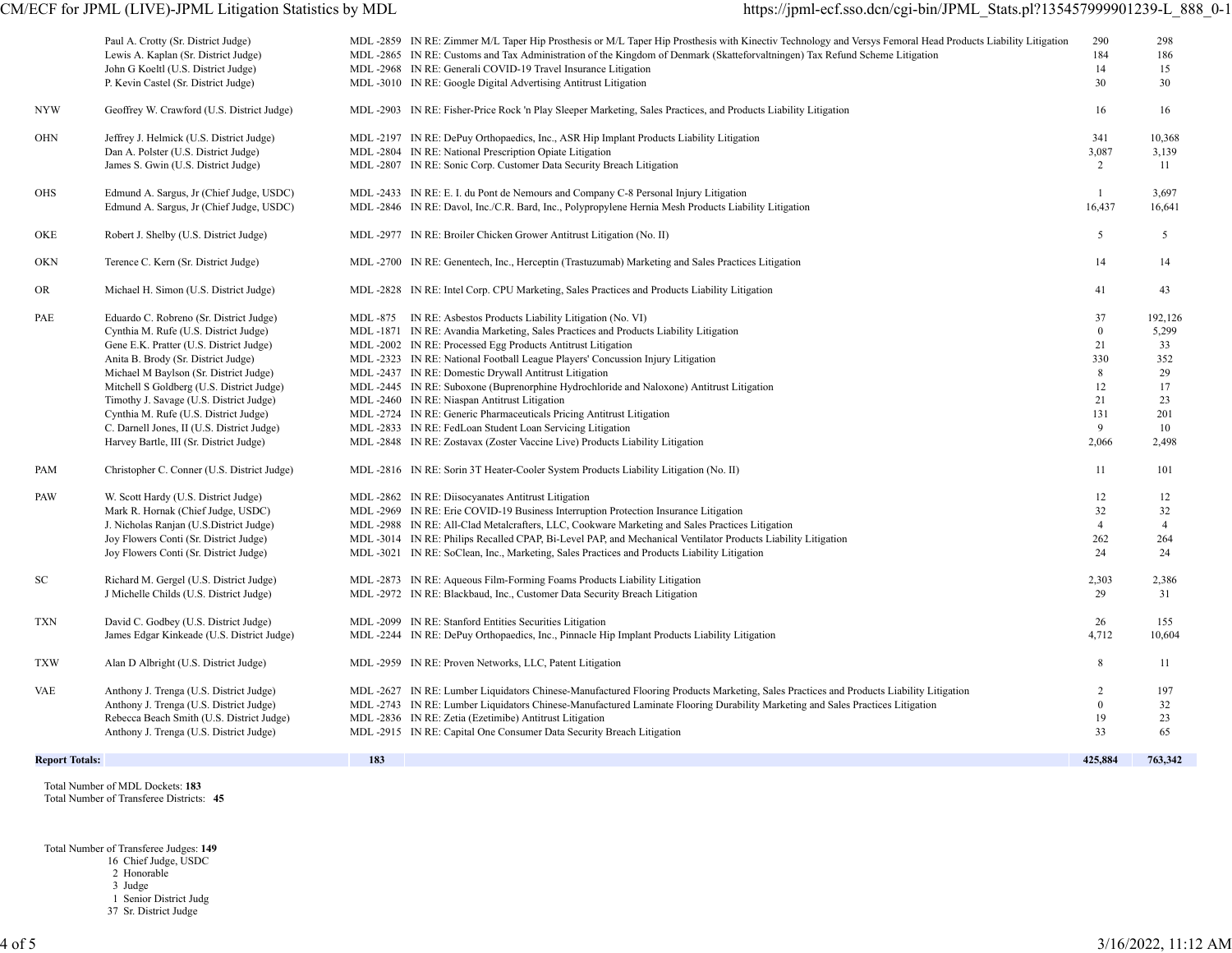| District | Judge | MDL | Title | Pending | Total |
|---|---|---|---|---|---|
| | Paul A. Crotty (Sr. District Judge) | MDL -2859 | IN RE: Zimmer M/L Taper Hip Prosthesis or M/L Taper Hip Prosthesis with Kinectiv Technology and Versys Femoral Head Products Liability Litigation | 290 | 298 |
| | Lewis A. Kaplan (Sr. District Judge) | MDL -2865 | IN RE: Customs and Tax Administration of the Kingdom of Denmark (Skatteforvaltningen) Tax Refund Scheme Litigation | 184 | 186 |
| | John G Koeltl (U.S. District Judge) | MDL -2968 | IN RE: Generali COVID-19 Travel Insurance Litigation | 14 | 15 |
| | P. Kevin Castel (Sr. District Judge) | MDL -3010 | IN RE: Google Digital Advertising Antitrust Litigation | 30 | 30 |
| NYW | Geoffrey W. Crawford (U.S. District Judge) | MDL -2903 | IN RE: Fisher-Price Rock 'n Play Sleeper Marketing, Sales Practices, and Products Liability Litigation | 16 | 16 |
| OHN | Jeffrey J. Helmick (U.S. District Judge) | MDL -2197 | IN RE: DePuy Orthopaedics, Inc., ASR Hip Implant Products Liability Litigation | 341 | 10,368 |
| | Dan A. Polster (U.S. District Judge) | MDL -2804 | IN RE: National Prescription Opiate Litigation | 3,087 | 3,139 |
| | James S. Gwin (U.S. District Judge) | MDL -2807 | IN RE: Sonic Corp. Customer Data Security Breach Litigation | 2 | 11 |
| OHS | Edmund A. Sargus, Jr (Chief Judge, USDC) | MDL -2433 | IN RE: E. I. du Pont de Nemours and Company C-8 Personal Injury Litigation | 1 | 3,697 |
| | Edmund A. Sargus, Jr (Chief Judge, USDC) | MDL -2846 | IN RE: Davol, Inc./C.R. Bard, Inc., Polypropylene Hernia Mesh Products Liability Litigation | 16,437 | 16,641 |
| OKE | Robert J. Shelby (U.S. District Judge) | MDL -2977 | IN RE: Broiler Chicken Grower Antitrust Litigation (No. II) | 5 | 5 |
| OKN | Terence C. Kern (Sr. District Judge) | MDL -2700 | IN RE: Genentech, Inc., Herceptin (Trastuzumab) Marketing and Sales Practices Litigation | 14 | 14 |
| OR | Michael H. Simon (U.S. District Judge) | MDL -2828 | IN RE: Intel Corp. CPU Marketing, Sales Practices and Products Liability Litigation | 41 | 43 |
| PAE | Eduardo C. Robreno (Sr. District Judge) | MDL -875 | IN RE: Asbestos Products Liability Litigation (No. VI) | 37 | 192,126 |
| | Cynthia M. Rufe (U.S. District Judge) | MDL -1871 | IN RE: Avandia Marketing, Sales Practices and Products Liability Litigation | 0 | 5,299 |
| | Gene E.K. Pratter (U.S. District Judge) | MDL -2002 | IN RE: Processed Egg Products Antitrust Litigation | 21 | 33 |
| | Anita B. Brody (Sr. District Judge) | MDL -2323 | IN RE: National Football League Players' Concussion Injury Litigation | 330 | 352 |
| | Michael M Baylson (Sr. District Judge) | MDL -2437 | IN RE: Domestic Drywall Antitrust Litigation | 8 | 29 |
| | Mitchell S Goldberg (U.S. District Judge) | MDL -2445 | IN RE: Suboxone (Buprenorphine Hydrochloride and Naloxone) Antitrust Litigation | 12 | 17 |
| | Timothy J. Savage (U.S. District Judge) | MDL -2460 | IN RE: Niaspan Antitrust Litigation | 21 | 23 |
| | Cynthia M. Rufe (U.S. District Judge) | MDL -2724 | IN RE: Generic Pharmaceuticals Pricing Antitrust Litigation | 131 | 201 |
| | C. Darnell Jones, II (U.S. District Judge) | MDL -2833 | IN RE: FedLoan Student Loan Servicing Litigation | 9 | 10 |
| | Harvey Bartle, III (Sr. District Judge) | MDL -2848 | IN RE: Zostavax (Zoster Vaccine Live) Products Liability Litigation | 2,066 | 2,498 |
| PAM | Christopher C. Conner (U.S. District Judge) | MDL -2816 | IN RE: Sorin 3T Heater-Cooler System Products Liability Litigation (No. II) | 11 | 101 |
| PAW | W. Scott Hardy (U.S. District Judge) | MDL -2862 | IN RE: Diisocyanates Antitrust Litigation | 12 | 12 |
| | Mark R. Hornak (Chief Judge, USDC) | MDL -2969 | IN RE: Erie COVID-19 Business Interruption Protection Insurance Litigation | 32 | 32 |
| | J. Nicholas Ranjan (U.S.District Judge) | MDL -2988 | IN RE: All-Clad Metalcrafters, LLC, Cookware Marketing and Sales Practices Litigation | 4 | 4 |
| | Joy Flowers Conti (Sr. District Judge) | MDL -3014 | IN RE: Philips Recalled CPAP, Bi-Level PAP, and Mechanical Ventilator Products Liability Litigation | 262 | 264 |
| | Joy Flowers Conti (Sr. District Judge) | MDL -3021 | IN RE: SoClean, Inc., Marketing, Sales Practices and Products Liability Litigation | 24 | 24 |
| SC | Richard M. Gergel (U.S. District Judge) | MDL -2873 | IN RE: Aqueous Film-Forming Foams Products Liability Litigation | 2,303 | 2,386 |
| | J Michelle Childs (U.S. District Judge) | MDL -2972 | IN RE: Blackbaud, Inc., Customer Data Security Breach Litigation | 29 | 31 |
| TXN | David C. Godbey (U.S. District Judge) | MDL -2099 | IN RE: Stanford Entities Securities Litigation | 26 | 155 |
| | James Edgar Kinkeade (U.S. District Judge) | MDL -2244 | IN RE: DePuy Orthopaedics, Inc., Pinnacle Hip Implant Products Liability Litigation | 4,712 | 10,604 |
| TXW | Alan D Albright (U.S. District Judge) | MDL -2959 | IN RE: Proven Networks, LLC, Patent Litigation | 8 | 11 |
| VAE | Anthony J. Trenga (U.S. District Judge) | MDL -2627 | IN RE: Lumber Liquidators Chinese-Manufactured Flooring Products Marketing, Sales Practices and Products Liability Litigation | 2 | 197 |
| | Anthony J. Trenga (U.S. District Judge) | MDL -2743 | IN RE: Lumber Liquidators Chinese-Manufactured Laminate Flooring Durability Marketing and Sales Practices Litigation | 0 | 32 |
| | Rebecca Beach Smith (U.S. District Judge) | MDL -2836 | IN RE: Zetia (Ezetimibe) Antitrust Litigation | 19 | 23 |
| | Anthony J. Trenga (U.S. District Judge) | MDL -2915 | IN RE: Capital One Consumer Data Security Breach Litigation | 33 | 65 |
| **Report Totals:** | | **183** | | **425,884** | **763,342** |

Total Number of MDL Dockets: **183**
Total Number of Transferee Districts: **45**

Total Number of Transferee Judges: **149**

- 16 Chief Judge, USDC
- 2 Honorable
- 3 Judge
- 1 Senior District Judg
- 37 Sr. District Judge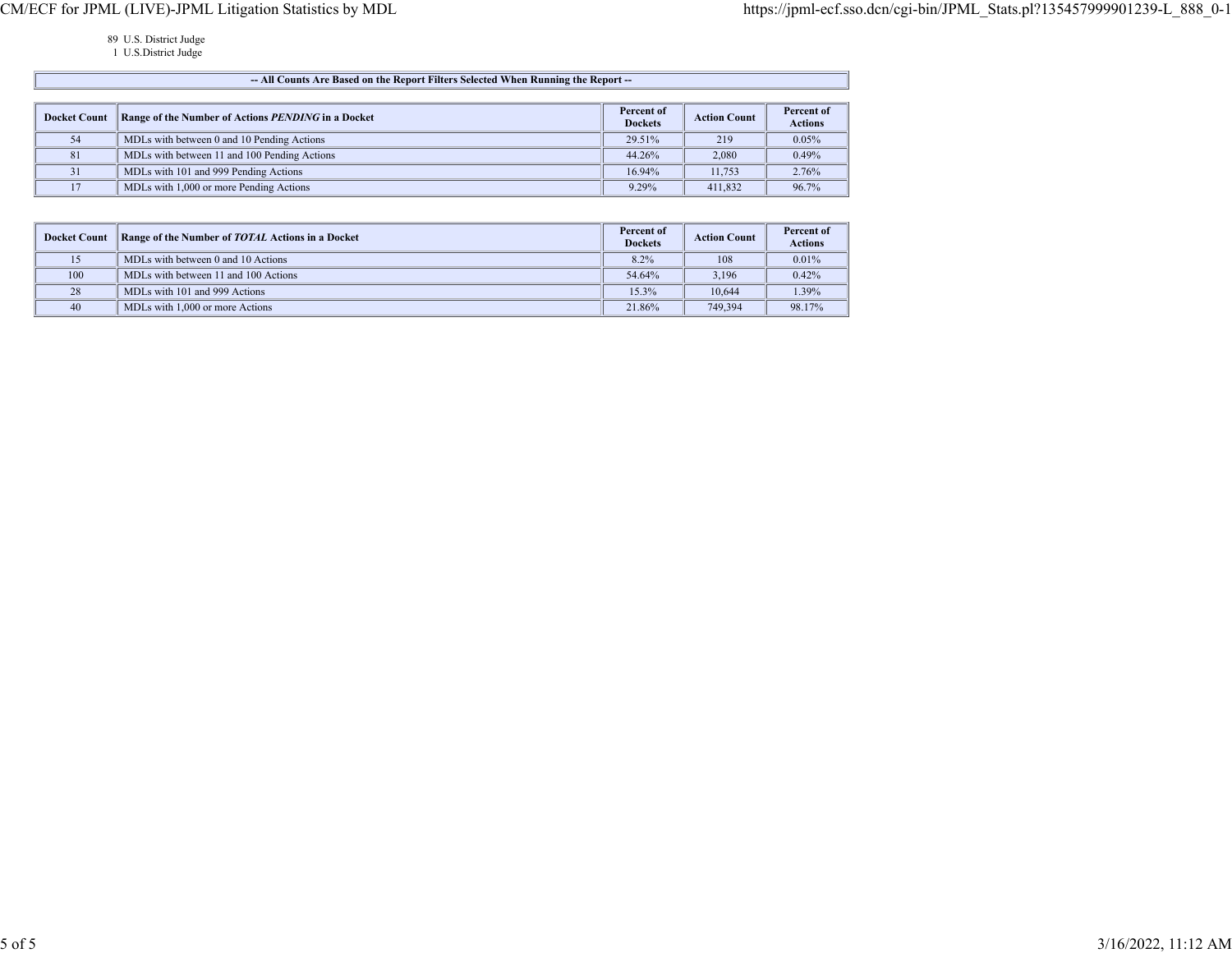89 U.S. District Judge
1 U.S.District Judge

| -- All Counts Are Based on the Report Filters Selected When Running the Report -- |
|---|

| Docket Count | Range of the Number of Actions *PENDING* in a Docket | Percent of Dockets | Action Count | Percent of Actions |
|---|---|---|---|---|
| 54 | MDLs with between 0 and 10 Pending Actions | 29.51% | 219 | 0.05% |
| 81 | MDLs with between 11 and 100 Pending Actions | 44.26% | 2,080 | 0.49% |
| 31 | MDLs with 101 and 999 Pending Actions | 16.94% | 11,753 | 2.76% |
| 17 | MDLs with 1,000 or more Pending Actions | 9.29% | 411,832 | 96.7% |

| Docket Count | Range of the Number of *TOTAL* Actions in a Docket | Percent of Dockets | Action Count | Percent of Actions |
|---|---|---|---|---|
| 15 | MDLs with between 0 and 10 Actions | 8.2% | 108 | 0.01% |
| 100 | MDLs with between 11 and 100 Actions | 54.64% | 3,196 | 0.42% |
| 28 | MDLs with 101 and 999 Actions | 15.3% | 10,644 | 1.39% |
| 40 | MDLs with 1,000 or more Actions | 21.86% | 749,394 | 98.17% |